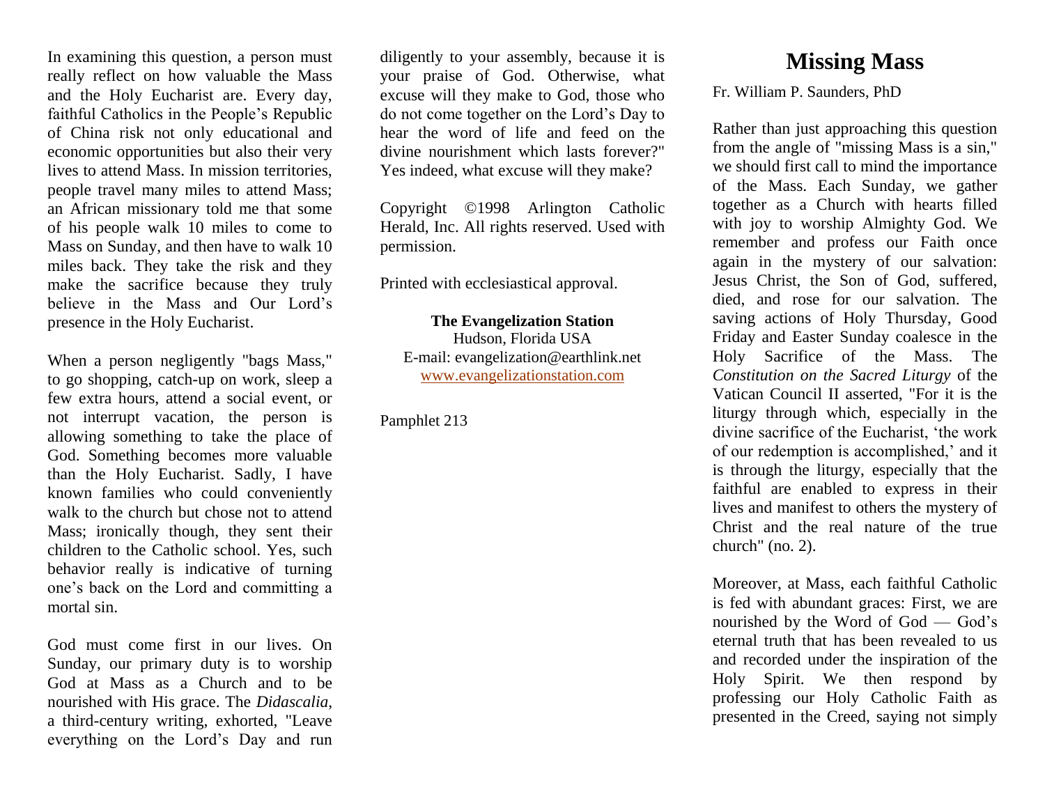# Missing Mass

Fr. William P. Saunders, PhD

Rather than just approaching this question from the angle of "missing Mass is a sin," we should first call to mind the importance of the Mass. Each Sunday, we gather together as a Church with hearts filled with joy to worship Almighty God. We remember and profess our Faith once again in the mystery of our salvation: Jesus Christ, the Son of God, suffered, died, and rose for our salvation. The saving actions of Holy Thursday, Good Friday and Easter Sunday coalesce in the Holy Sacrifice of the Mass. The *Constitution on the Sacred Liturgy* of the Vatican Council II asserted, "For it is the liturgy through which, especially in the divine sacrifice of the Eucharist, 'the work of our redemption is accomplished,' and it is through the liturgy, especially that the faithful are enabled to express in their lives and manifest to others the mystery of Christ and the real nature of the true church" (no. 2).

Moreover, at Mass, each faithful Catholic is fed with abundant graces: First, we are nourished by the Word of God — God's eternal truth that has been revealed to us and recorded under the inspiration of the Holy Spirit. We then respond by professing our Holy Catholic Faith as presented in the Creed, saying not simply

In examining this question, a person must really reflect on how valuable the Mass and the Holy Eucharist are. Every day, faithful Catholics in the People's Republic of China risk not only educational and economic opportunities but also their very lives to attend Mass. In mission territories, people travel many miles to attend Mass; an African missionary told me that some of his people walk 10 miles to come to Mass on Sunday, and then have to walk 10 miles back. They take the risk and they make the sacrifice because they truly believe in the Mass and Our Lord's presence in the Holy Eucharist.

When a person negligently "bags Mass," to go shopping, catch-up on work, sleep a few extra hours, attend a social event, or not interrupt vacation, the person is allowing something to take the place of God. Something becomes more valuable than the Holy Eucharist. Sadly, I have known families who could conveniently walk to the church but chose not to attend Mass; ironically though, they sent their children to the Catholic school. Yes, such behavior really is indicative of turning one's back on the Lord and committing a mortal sin.

God must come first in our lives. On Sunday, our primary duty is to worship God at Mass as a Church and to be nourished with His grace. The *Didascalia*, a third-century writing, exhorted, "Leave everything on the Lord's Day and run diligently to your assembly, because it is your praise of God. Otherwise, what excuse will they make to God, those who do not come together on the Lord's Day to hear the word of life and feed on the divine nourishment which lasts forever?" Yes indeed, what excuse will they make?

Copyright ©1998 Arlington Catholic Herald, Inc. All rights reserved. Used with permission.

Printed with ecclesiastical approval.

**The Evangelization Station**
Hudson, Florida USA
E-mail: evangelization@earthlink.net
www.evangelizationstation.com

Pamphlet 213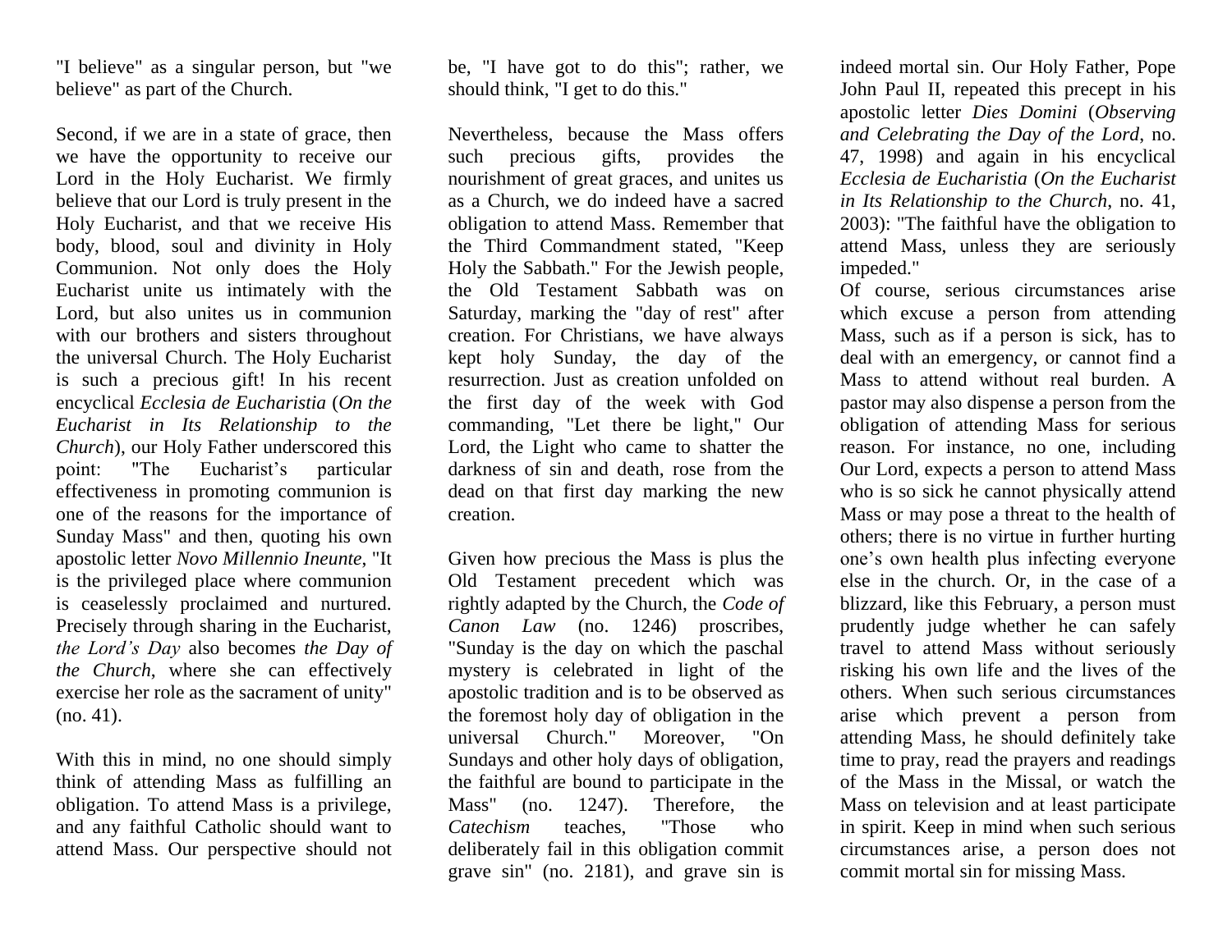"I believe" as a singular person, but "we believe" as part of the Church.

Second, if we are in a state of grace, then we have the opportunity to receive our Lord in the Holy Eucharist. We firmly believe that our Lord is truly present in the Holy Eucharist, and that we receive His body, blood, soul and divinity in Holy Communion. Not only does the Holy Eucharist unite us intimately with the Lord, but also unites us in communion with our brothers and sisters throughout the universal Church. The Holy Eucharist is such a precious gift! In his recent encyclical *Ecclesia de Eucharistia* (*On the Eucharist in Its Relationship to the Church*), our Holy Father underscored this point: "The Eucharist's particular effectiveness in promoting communion is one of the reasons for the importance of Sunday Mass" and then, quoting his own apostolic letter *Novo Millennio Ineunte*, "It is the privileged place where communion is ceaselessly proclaimed and nurtured. Precisely through sharing in the Eucharist, *the Lord's Day* also becomes *the Day of the Church*, where she can effectively exercise her role as the sacrament of unity" (no. 41).

With this in mind, no one should simply think of attending Mass as fulfilling an obligation. To attend Mass is a privilege, and any faithful Catholic should want to attend Mass. Our perspective should not be, "I have got to do this"; rather, we should think, "I get to do this."

Nevertheless, because the Mass offers such precious gifts, provides the nourishment of great graces, and unites us as a Church, we do indeed have a sacred obligation to attend Mass. Remember that the Third Commandment stated, "Keep Holy the Sabbath." For the Jewish people, the Old Testament Sabbath was on Saturday, marking the "day of rest" after creation. For Christians, we have always kept holy Sunday, the day of the resurrection. Just as creation unfolded on the first day of the week with God commanding, "Let there be light," Our Lord, the Light who came to shatter the darkness of sin and death, rose from the dead on that first day marking the new creation.

Given how precious the Mass is plus the Old Testament precedent which was rightly adapted by the Church, the *Code of Canon Law* (no. 1246) proscribes, "Sunday is the day on which the paschal mystery is celebrated in light of the apostolic tradition and is to be observed as the foremost holy day of obligation in the universal Church." Moreover, "On Sundays and other holy days of obligation, the faithful are bound to participate in the Mass" (no. 1247). Therefore, the *Catechism* teaches, "Those who deliberately fail in this obligation commit grave sin" (no. 2181), and grave sin is indeed mortal sin. Our Holy Father, Pope John Paul II, repeated this precept in his apostolic letter *Dies Domini* (*Observing and Celebrating the Day of the Lord*, no. 47, 1998) and again in his encyclical *Ecclesia de Eucharistia* (*On the Eucharist in Its Relationship to the Church*, no. 41, 2003): "The faithful have the obligation to attend Mass, unless they are seriously impeded."

Of course, serious circumstances arise which excuse a person from attending Mass, such as if a person is sick, has to deal with an emergency, or cannot find a Mass to attend without real burden. A pastor may also dispense a person from the obligation of attending Mass for serious reason. For instance, no one, including Our Lord, expects a person to attend Mass who is so sick he cannot physically attend Mass or may pose a threat to the health of others; there is no virtue in further hurting one's own health plus infecting everyone else in the church. Or, in the case of a blizzard, like this February, a person must prudently judge whether he can safely travel to attend Mass without seriously risking his own life and the lives of the others. When such serious circumstances arise which prevent a person from attending Mass, he should definitely take time to pray, read the prayers and readings of the Mass in the Missal, or watch the Mass on television and at least participate in spirit. Keep in mind when such serious circumstances arise, a person does not commit mortal sin for missing Mass.